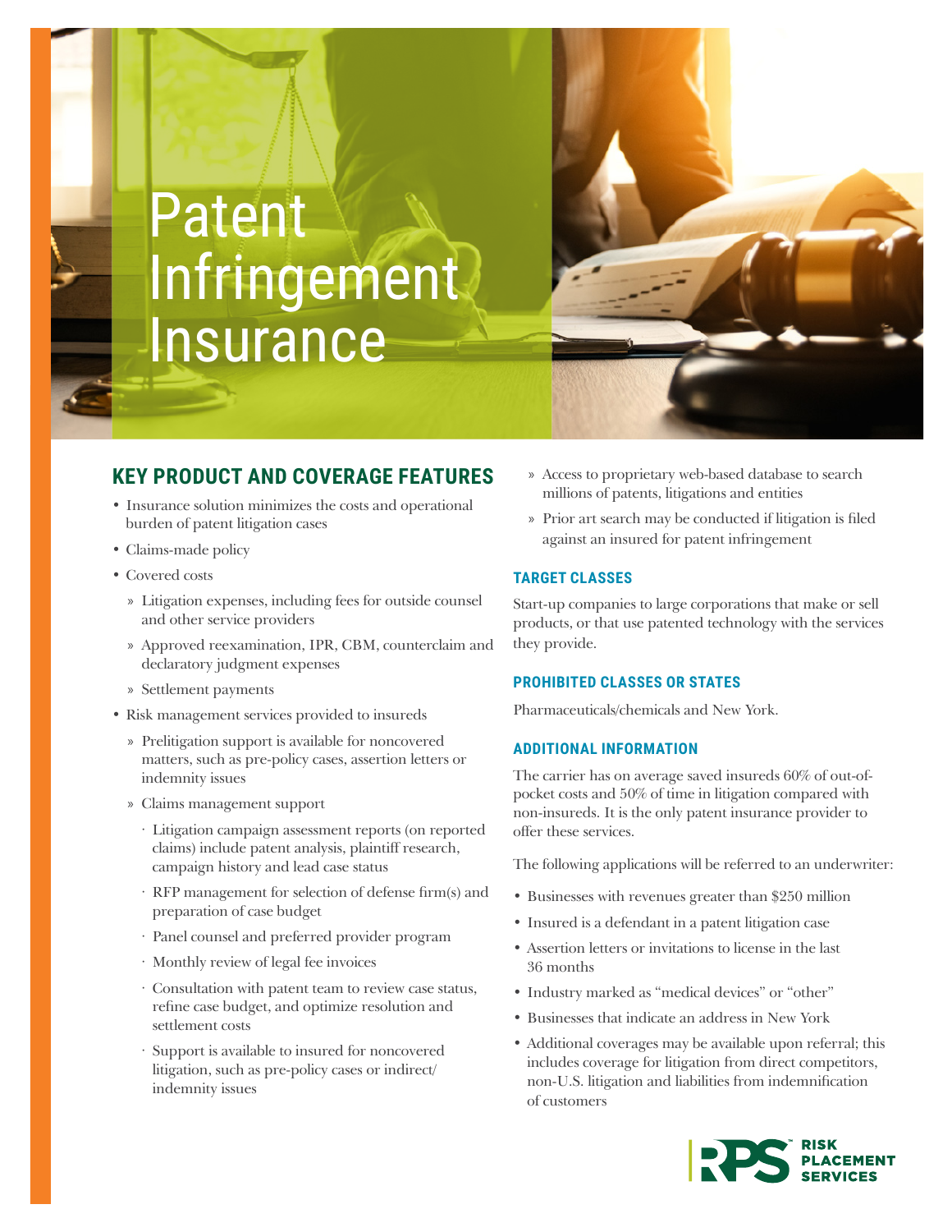# Patent Infringement Insurance

## KEY PRODUCT AND COVERAGE FEATURES

- Insurance solution minimizes the costs and operational burden of patent litigation cases
- Claims-made policy
- Covered costs
  - Litigation expenses, including fees for outside counsel and other service providers
  - Approved reexamination, IPR, CBM, counterclaim and declaratory judgment expenses
  - Settlement payments
- Risk management services provided to insureds
  - Prelitigation support is available for noncovered matters, such as pre-policy cases, assertion letters or indemnity issues
  - Claims management support
    - Litigation campaign assessment reports (on reported claims) include patent analysis, plaintiff research, campaign history and lead case status
    - RFP management for selection of defense firm(s) and preparation of case budget
    - Panel counsel and preferred provider program
    - Monthly review of legal fee invoices
    - Consultation with patent team to review case status, refine case budget, and optimize resolution and settlement costs
    - Support is available to insured for noncovered litigation, such as pre-policy cases or indirect/indemnity issues
  - Access to proprietary web-based database to search millions of patents, litigations and entities
  - Prior art search may be conducted if litigation is filed against an insured for patent infringement

### TARGET CLASSES

Start-up companies to large corporations that make or sell products, or that use patented technology with the services they provide.

### PROHIBITED CLASSES OR STATES

Pharmaceuticals/chemicals and New York.

### ADDITIONAL INFORMATION

The carrier has on average saved insureds 60% of out-of-pocket costs and 50% of time in litigation compared with non-insureds. It is the only patent insurance provider to offer these services.

The following applications will be referred to an underwriter:

- Businesses with revenues greater than $250 million
- Insured is a defendant in a patent litigation case
- Assertion letters or invitations to license in the last 36 months
- Industry marked as "medical devices" or "other"
- Businesses that indicate an address in New York
- Additional coverages may be available upon referral; this includes coverage for litigation from direct competitors, non-U.S. litigation and liabilities from indemnification of customers

RPS RISK PLACEMENT SERVICES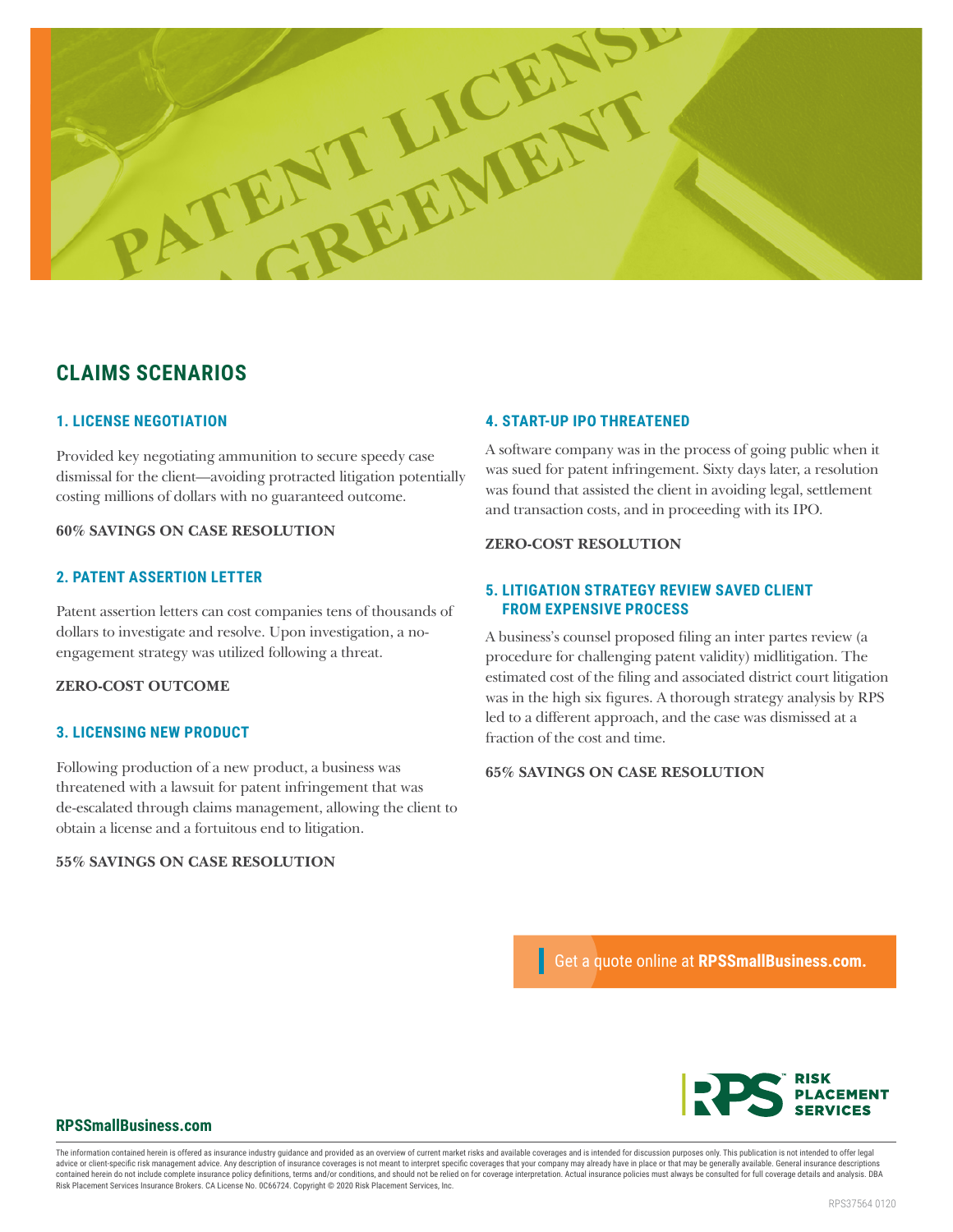## CLAIMS SCENARIOS

### 1. LICENSE NEGOTIATION

Provided key negotiating ammunition to secure speedy case dismissal for the client—avoiding protracted litigation potentially costing millions of dollars with no guaranteed outcome.

**60% SAVINGS ON CASE RESOLUTION**

### 2. PATENT ASSERTION LETTER

Patent assertion letters can cost companies tens of thousands of dollars to investigate and resolve. Upon investigation, a no-engagement strategy was utilized following a threat.

**ZERO-COST OUTCOME**

### 3. LICENSING NEW PRODUCT

Following production of a new product, a business was threatened with a lawsuit for patent infringement that was de-escalated through claims management, allowing the client to obtain a license and a fortuitous end to litigation.

**55% SAVINGS ON CASE RESOLUTION**

### 4. START-UP IPO THREATENED

A software company was in the process of going public when it was sued for patent infringement. Sixty days later, a resolution was found that assisted the client in avoiding legal, settlement and transaction costs, and in proceeding with its IPO.

**ZERO-COST RESOLUTION**

### 5. LITIGATION STRATEGY REVIEW SAVED CLIENT FROM EXPENSIVE PROCESS

A business's counsel proposed filing an inter partes review (a procedure for challenging patent validity) midlitigation. The estimated cost of the filing and associated district court litigation was in the high six figures. A thorough strategy analysis by RPS led to a different approach, and the case was dismissed at a fraction of the cost and time.

**65% SAVINGS ON CASE RESOLUTION**

Get a quote online at **RPSSmallBusiness.com.**

RPS™ RISK PLACEMENT SERVICES

**RPSSmallBusiness.com**

The information contained herein is offered as insurance industry guidance and provided as an overview of current market risks and available coverages and is intended for discussion purposes only. This publication is not intended to offer legal advice or client-specific risk management advice. Any description of insurance coverages is not meant to interpret specific coverages that your company may already have in place or that may be generally available. General insurance descriptions contained herein do not include complete insurance policy definitions, terms and/or conditions, and should not be relied on for coverage interpretation. Actual insurance policies must always be consulted for full coverage details and analysis. DBA Risk Placement Services Insurance Brokers. CA License No. 0C66724. Copyright © 2020 Risk Placement Services, Inc.

RPS37564 0120